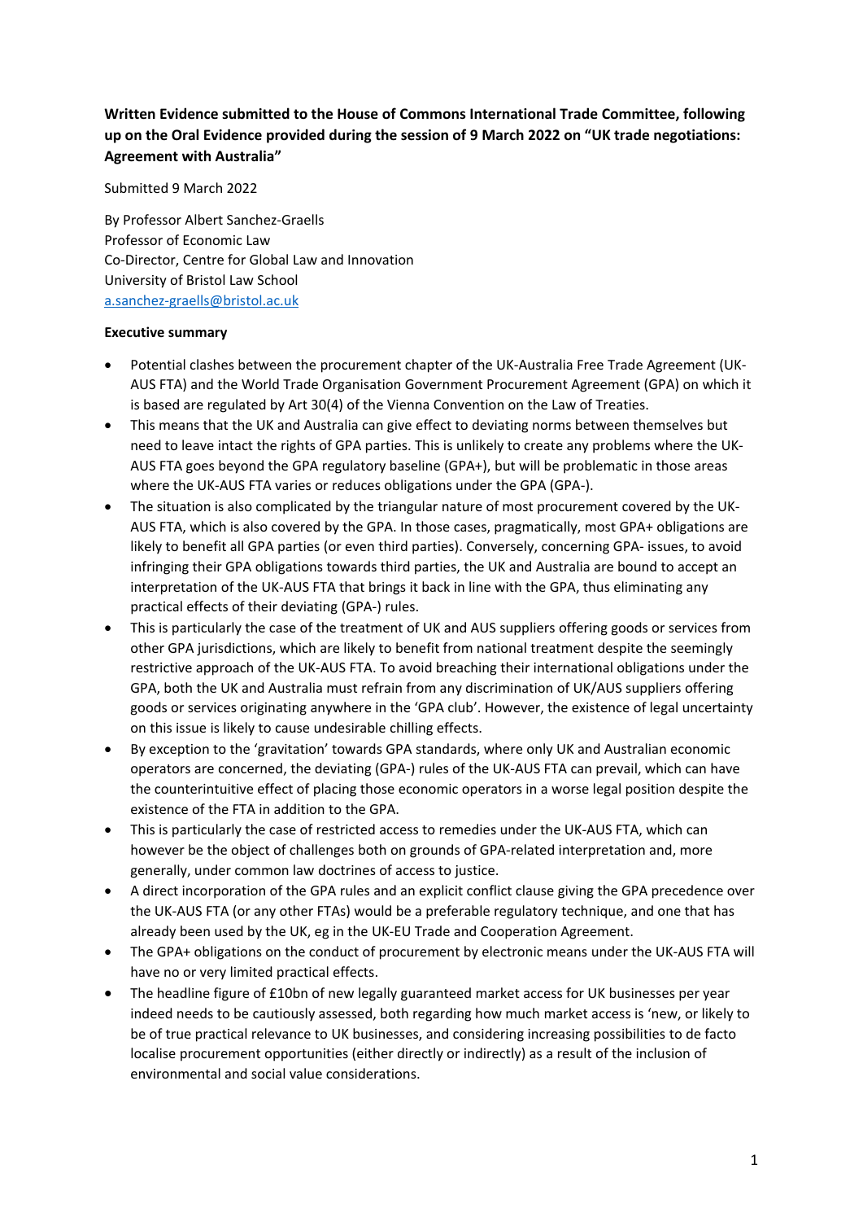**Written Evidence submitted to the House of Commons International Trade Committee, following up on the Oral Evidence provided during the session of 9 March 2022 on "UK trade negotiations: Agreement with Australia"**

Submitted 9 March 2022

By Professor Albert Sanchez-Graells
Professor of Economic Law
Co-Director, Centre for Global Law and Innovation
University of Bristol Law School
a.sanchez-graells@bristol.ac.uk

**Executive summary**

- Potential clashes between the procurement chapter of the UK-Australia Free Trade Agreement (UK-AUS FTA) and the World Trade Organisation Government Procurement Agreement (GPA) on which it is based are regulated by Art 30(4) of the Vienna Convention on the Law of Treaties.
- This means that the UK and Australia can give effect to deviating norms between themselves but need to leave intact the rights of GPA parties. This is unlikely to create any problems where the UK-AUS FTA goes beyond the GPA regulatory baseline (GPA+), but will be problematic in those areas where the UK-AUS FTA varies or reduces obligations under the GPA (GPA-).
- The situation is also complicated by the triangular nature of most procurement covered by the UK-AUS FTA, which is also covered by the GPA. In those cases, pragmatically, most GPA+ obligations are likely to benefit all GPA parties (or even third parties). Conversely, concerning GPA- issues, to avoid infringing their GPA obligations towards third parties, the UK and Australia are bound to accept an interpretation of the UK-AUS FTA that brings it back in line with the GPA, thus eliminating any practical effects of their deviating (GPA-) rules.
- This is particularly the case of the treatment of UK and AUS suppliers offering goods or services from other GPA jurisdictions, which are likely to benefit from national treatment despite the seemingly restrictive approach of the UK-AUS FTA. To avoid breaching their international obligations under the GPA, both the UK and Australia must refrain from any discrimination of UK/AUS suppliers offering goods or services originating anywhere in the 'GPA club'. However, the existence of legal uncertainty on this issue is likely to cause undesirable chilling effects.
- By exception to the 'gravitation' towards GPA standards, where only UK and Australian economic operators are concerned, the deviating (GPA-) rules of the UK-AUS FTA can prevail, which can have the counterintuitive effect of placing those economic operators in a worse legal position despite the existence of the FTA in addition to the GPA.
- This is particularly the case of restricted access to remedies under the UK-AUS FTA, which can however be the object of challenges both on grounds of GPA-related interpretation and, more generally, under common law doctrines of access to justice.
- A direct incorporation of the GPA rules and an explicit conflict clause giving the GPA precedence over the UK-AUS FTA (or any other FTAs) would be a preferable regulatory technique, and one that has already been used by the UK, eg in the UK-EU Trade and Cooperation Agreement.
- The GPA+ obligations on the conduct of procurement by electronic means under the UK-AUS FTA will have no or very limited practical effects.
- The headline figure of £10bn of new legally guaranteed market access for UK businesses per year indeed needs to be cautiously assessed, both regarding how much market access is 'new, or likely to be of true practical relevance to UK businesses, and considering increasing possibilities to de facto localise procurement opportunities (either directly or indirectly) as a result of the inclusion of environmental and social value considerations.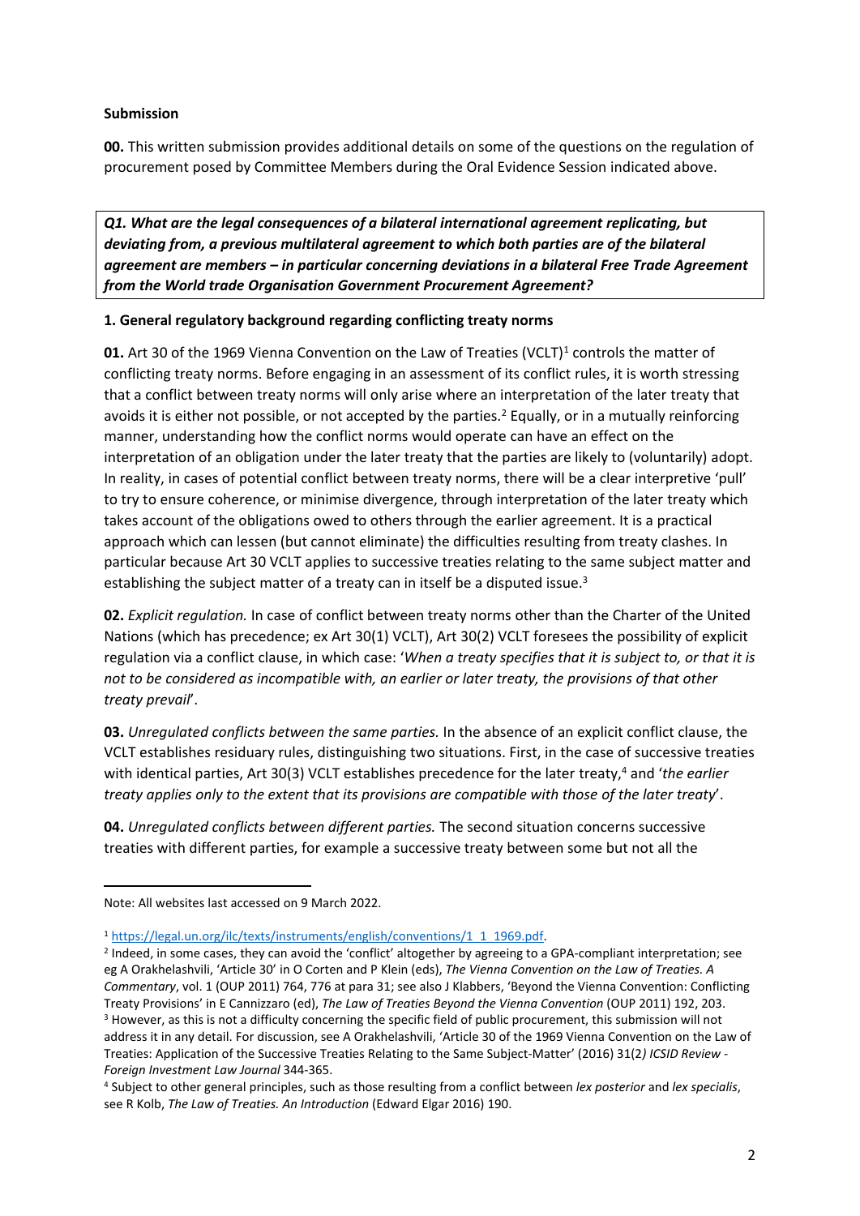**Submission**

**00.** This written submission provides additional details on some of the questions on the regulation of procurement posed by Committee Members during the Oral Evidence Session indicated above.

***Q1. What are the legal consequences of a bilateral international agreement replicating, but deviating from, a previous multilateral agreement to which both parties are of the bilateral agreement are members – in particular concerning deviations in a bilateral Free Trade Agreement from the World trade Organisation Government Procurement Agreement?***

**1. General regulatory background regarding conflicting treaty norms**

**01.** Art 30 of the 1969 Vienna Convention on the Law of Treaties (VCLT)[1] controls the matter of conflicting treaty norms. Before engaging in an assessment of its conflict rules, it is worth stressing that a conflict between treaty norms will only arise where an interpretation of the later treaty that avoids it is either not possible, or not accepted by the parties.[2] Equally, or in a mutually reinforcing manner, understanding how the conflict norms would operate can have an effect on the interpretation of an obligation under the later treaty that the parties are likely to (voluntarily) adopt. In reality, in cases of potential conflict between treaty norms, there will be a clear interpretive 'pull' to try to ensure coherence, or minimise divergence, through interpretation of the later treaty which takes account of the obligations owed to others through the earlier agreement. It is a practical approach which can lessen (but cannot eliminate) the difficulties resulting from treaty clashes. In particular because Art 30 VCLT applies to successive treaties relating to the same subject matter and establishing the subject matter of a treaty can in itself be a disputed issue.[3]

**02.** *Explicit regulation.* In case of conflict between treaty norms other than the Charter of the United Nations (which has precedence; ex Art 30(1) VCLT), Art 30(2) VCLT foresees the possibility of explicit regulation via a conflict clause, in which case: '*When a treaty specifies that it is subject to, or that it is not to be considered as incompatible with, an earlier or later treaty, the provisions of that other treaty prevail*'.

**03.** *Unregulated conflicts between the same parties.* In the absence of an explicit conflict clause, the VCLT establishes residuary rules, distinguishing two situations. First, in the case of successive treaties with identical parties, Art 30(3) VCLT establishes precedence for the later treaty,[4] and '*the earlier treaty applies only to the extent that its provisions are compatible with those of the later treaty*'.

**04.** *Unregulated conflicts between different parties.* The second situation concerns successive treaties with different parties, for example a successive treaty between some but not all the

---

Note: All websites last accessed on 9 March 2022.

[1] https://legal.un.org/ilc/texts/instruments/english/conventions/1_1_1969.pdf.

[2] Indeed, in some cases, they can avoid the 'conflict' altogether by agreeing to a GPA-compliant interpretation; see eg A Orakhelashvili, 'Article 30' in O Corten and P Klein (eds), *The Vienna Convention on the Law of Treaties. A Commentary*, vol. 1 (OUP 2011) 764, 776 at para 31; see also J Klabbers, 'Beyond the Vienna Convention: Conflicting Treaty Provisions' in E Cannizzaro (ed), *The Law of Treaties Beyond the Vienna Convention* (OUP 2011) 192, 203.

[3] However, as this is not a difficulty concerning the specific field of public procurement, this submission will not address it in any detail. For discussion, see A Orakhelashvili, 'Article 30 of the 1969 Vienna Convention on the Law of Treaties: Application of the Successive Treaties Relating to the Same Subject-Matter' (2016) 31(2) *ICSID Review - Foreign Investment Law Journal* 344-365.

[4] Subject to other general principles, such as those resulting from a conflict between *lex posterior* and *lex specialis*, see R Kolb, *The Law of Treaties. An Introduction* (Edward Elgar 2016) 190.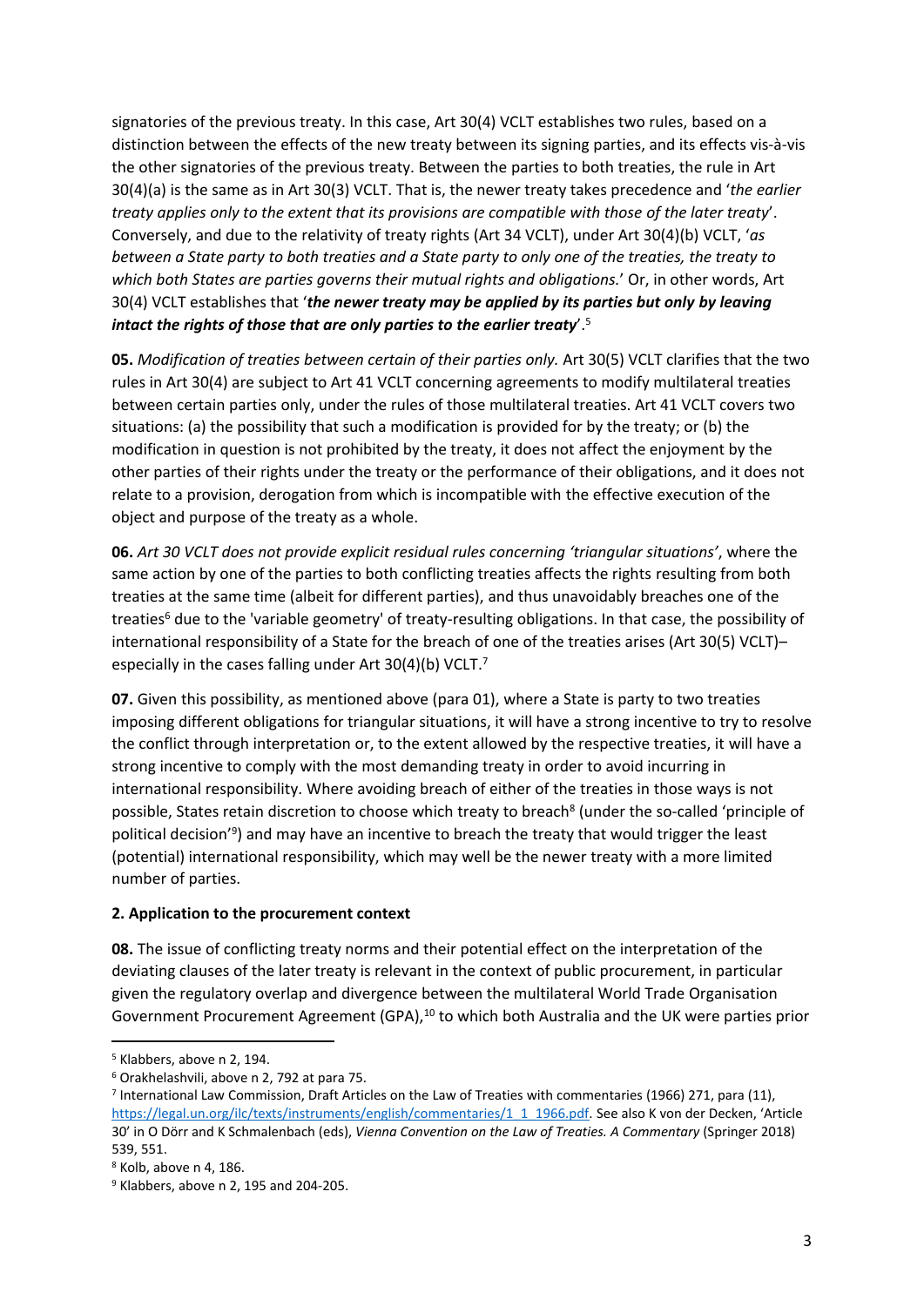signatories of the previous treaty. In this case, Art 30(4) VCLT establishes two rules, based on a distinction between the effects of the new treaty between its signing parties, and its effects vis-à-vis the other signatories of the previous treaty. Between the parties to both treaties, the rule in Art 30(4)(a) is the same as in Art 30(3) VCLT. That is, the newer treaty takes precedence and '*the earlier treaty applies only to the extent that its provisions are compatible with those of the later treaty*'. Conversely, and due to the relativity of treaty rights (Art 34 VCLT), under Art 30(4)(b) VCLT, '*as between a State party to both treaties and a State party to only one of the treaties, the treaty to which both States are parties governs their mutual rights and obligations.*' Or, in other words, Art 30(4) VCLT establishes that '***the newer treaty may be applied by its parties but only by leaving intact the rights of those that are only parties to the earlier treaty***'.[5]

**05.** *Modification of treaties between certain of their parties only.* Art 30(5) VCLT clarifies that the two rules in Art 30(4) are subject to Art 41 VCLT concerning agreements to modify multilateral treaties between certain parties only, under the rules of those multilateral treaties. Art 41 VCLT covers two situations: (a) the possibility that such a modification is provided for by the treaty; or (b) the modification in question is not prohibited by the treaty, it does not affect the enjoyment by the other parties of their rights under the treaty or the performance of their obligations, and it does not relate to a provision, derogation from which is incompatible with the effective execution of the object and purpose of the treaty as a whole.

**06.** *Art 30 VCLT does not provide explicit residual rules concerning 'triangular situations'*, where the same action by one of the parties to both conflicting treaties affects the rights resulting from both treaties at the same time (albeit for different parties), and thus unavoidably breaches one of the treaties[6] due to the 'variable geometry' of treaty-resulting obligations. In that case, the possibility of international responsibility of a State for the breach of one of the treaties arises (Art 30(5) VCLT)– especially in the cases falling under Art 30(4)(b) VCLT.[7]

**07.** Given this possibility, as mentioned above (para 01), where a State is party to two treaties imposing different obligations for triangular situations, it will have a strong incentive to try to resolve the conflict through interpretation or, to the extent allowed by the respective treaties, it will have a strong incentive to comply with the most demanding treaty in order to avoid incurring in international responsibility. Where avoiding breach of either of the treaties in those ways is not possible, States retain discretion to choose which treaty to breach[8] (under the so-called 'principle of political decision'[9]) and may have an incentive to breach the treaty that would trigger the least (potential) international responsibility, which may well be the newer treaty with a more limited number of parties.

**2. Application to the procurement context**

**08.** The issue of conflicting treaty norms and their potential effect on the interpretation of the deviating clauses of the later treaty is relevant in the context of public procurement, in particular given the regulatory overlap and divergence between the multilateral World Trade Organisation Government Procurement Agreement (GPA),[10] to which both Australia and the UK were parties prior

---

[5] Klabbers, above n 2, 194.

[6] Orakhelashvili, above n 2, 792 at para 75.

[7] International Law Commission, Draft Articles on the Law of Treaties with commentaries (1966) 271, para (11), https://legal.un.org/ilc/texts/instruments/english/commentaries/1_1_1966.pdf. See also K von der Decken, 'Article 30' in O Dörr and K Schmalenbach (eds), *Vienna Convention on the Law of Treaties. A Commentary* (Springer 2018) 539, 551.

[8] Kolb, above n 4, 186.

[9] Klabbers, above n 2, 195 and 204-205.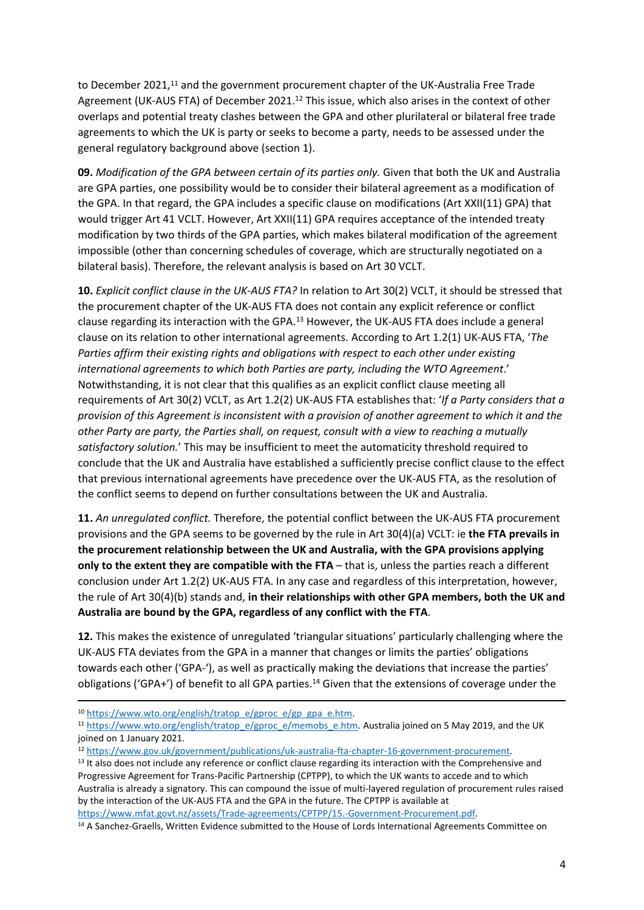to December 2021,[11] and the government procurement chapter of the UK-Australia Free Trade Agreement (UK-AUS FTA) of December 2021.[12] This issue, which also arises in the context of other overlaps and potential treaty clashes between the GPA and other plurilateral or bilateral free trade agreements to which the UK is party or seeks to become a party, needs to be assessed under the general regulatory background above (section 1).

**09.** *Modification of the GPA between certain of its parties only.* Given that both the UK and Australia are GPA parties, one possibility would be to consider their bilateral agreement as a modification of the GPA. In that regard, the GPA includes a specific clause on modifications (Art XXII(11) GPA) that would trigger Art 41 VCLT. However, Art XXII(11) GPA requires acceptance of the intended treaty modification by two thirds of the GPA parties, which makes bilateral modification of the agreement impossible (other than concerning schedules of coverage, which are structurally negotiated on a bilateral basis). Therefore, the relevant analysis is based on Art 30 VCLT.

**10.** *Explicit conflict clause in the UK-AUS FTA?* In relation to Art 30(2) VCLT, it should be stressed that the procurement chapter of the UK-AUS FTA does not contain any explicit reference or conflict clause regarding its interaction with the GPA.[13] However, the UK-AUS FTA does include a general clause on its relation to other international agreements. According to Art 1.2(1) UK-AUS FTA, '*The Parties affirm their existing rights and obligations with respect to each other under existing international agreements to which both Parties are party, including the WTO Agreement*.' Notwithstanding, it is not clear that this qualifies as an explicit conflict clause meeting all requirements of Art 30(2) VCLT, as Art 1.2(2) UK-AUS FTA establishes that: '*If a Party considers that a provision of this Agreement is inconsistent with a provision of another agreement to which it and the other Party are party, the Parties shall, on request, consult with a view to reaching a mutually satisfactory solution.*' This may be insufficient to meet the automaticity threshold required to conclude that the UK and Australia have established a sufficiently precise conflict clause to the effect that previous international agreements have precedence over the UK-AUS FTA, as the resolution of the conflict seems to depend on further consultations between the UK and Australia.

**11.** *An unregulated conflict.* Therefore, the potential conflict between the UK-AUS FTA procurement provisions and the GPA seems to be governed by the rule in Art 30(4)(a) VCLT: ie **the FTA prevails in the procurement relationship between the UK and Australia, with the GPA provisions applying only to the extent they are compatible with the FTA** – that is, unless the parties reach a different conclusion under Art 1.2(2) UK-AUS FTA. In any case and regardless of this interpretation, however, the rule of Art 30(4)(b) stands and, **in their relationships with other GPA members, both the UK and Australia are bound by the GPA, regardless of any conflict with the FTA**.

**12.** This makes the existence of unregulated 'triangular situations' particularly challenging where the UK-AUS FTA deviates from the GPA in a manner that changes or limits the parties' obligations towards each other ('GPA-'), as well as practically making the deviations that increase the parties' obligations ('GPA+') of benefit to all GPA parties.[14] Given that the extensions of coverage under the

---

[10] https://www.wto.org/english/tratop_e/gproc_e/gp_gpa_e.htm.

[11] https://www.wto.org/english/tratop_e/gproc_e/memobs_e.htm. Australia joined on 5 May 2019, and the UK joined on 1 January 2021.

[12] https://www.gov.uk/government/publications/uk-australia-fta-chapter-16-government-procurement.

[13] It also does not include any reference or conflict clause regarding its interaction with the Comprehensive and Progressive Agreement for Trans-Pacific Partnership (CPTPP), to which the UK wants to accede and to which Australia is already a signatory. This can compound the issue of multi-layered regulation of procurement rules raised by the interaction of the UK-AUS FTA and the GPA in the future. The CPTPP is available at https://www.mfat.govt.nz/assets/Trade-agreements/CPTPP/15.-Government-Procurement.pdf.

[14] A Sanchez-Graells, Written Evidence submitted to the House of Lords International Agreements Committee on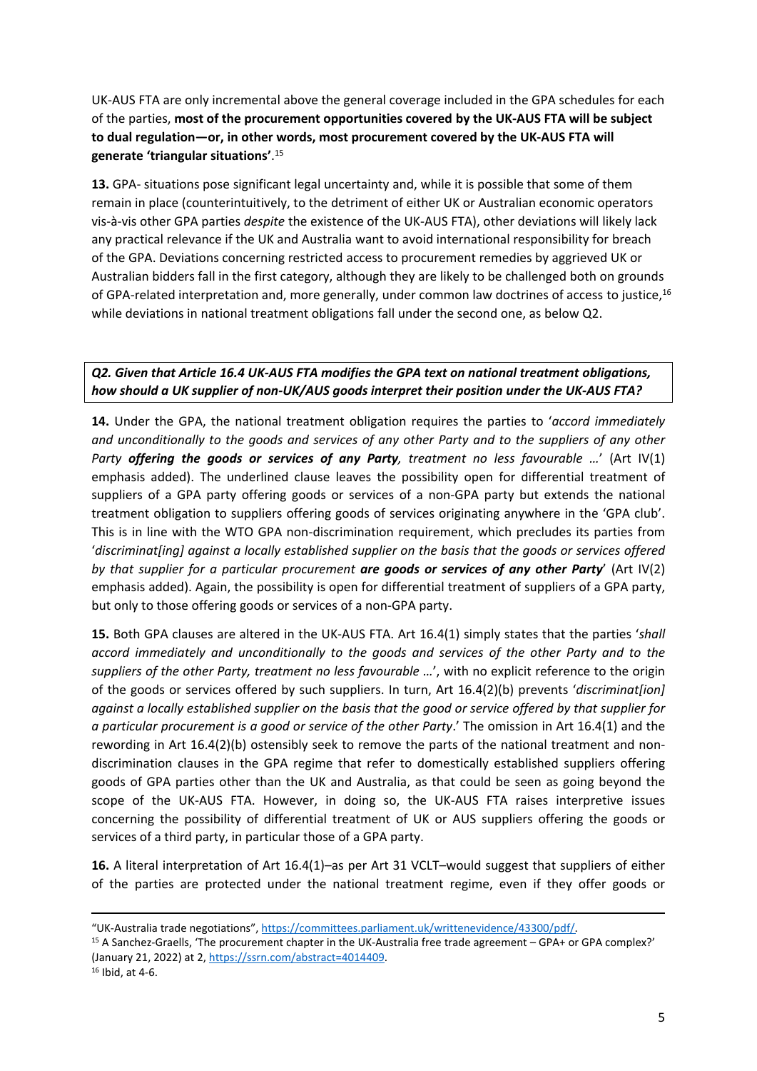UK-AUS FTA are only incremental above the general coverage included in the GPA schedules for each of the parties, **most of the procurement opportunities covered by the UK-AUS FTA will be subject to dual regulation—or, in other words, most procurement covered by the UK-AUS FTA will generate 'triangular situations'**.[15]

**13.** GPA- situations pose significant legal uncertainty and, while it is possible that some of them remain in place (counterintuitively, to the detriment of either UK or Australian economic operators vis-à-vis other GPA parties *despite* the existence of the UK-AUS FTA), other deviations will likely lack any practical relevance if the UK and Australia want to avoid international responsibility for breach of the GPA. Deviations concerning restricted access to procurement remedies by aggrieved UK or Australian bidders fall in the first category, although they are likely to be challenged both on grounds of GPA-related interpretation and, more generally, under common law doctrines of access to justice,[16] while deviations in national treatment obligations fall under the second one, as below Q2.

***Q2. Given that Article 16.4 UK-AUS FTA modifies the GPA text on national treatment obligations, how should a UK supplier of non-UK/AUS goods interpret their position under the UK-AUS FTA?***

**14.** Under the GPA, the national treatment obligation requires the parties to '*accord immediately and unconditionally to the goods and services of any other Party and to the suppliers of any other Party* ***offering the goods or services of any Party****, treatment no less favourable …*' (Art IV(1) emphasis added). The underlined clause leaves the possibility open for differential treatment of suppliers of a GPA party offering goods or services of a non-GPA party but extends the national treatment obligation to suppliers offering goods of services originating anywhere in the 'GPA club'. This is in line with the WTO GPA non-discrimination requirement, which precludes its parties from '*discriminat[ing] against a locally established supplier on the basis that the goods or services offered by that supplier for a particular procurement* ***are goods or services of any other Party***' (Art IV(2) emphasis added). Again, the possibility is open for differential treatment of suppliers of a GPA party, but only to those offering goods or services of a non-GPA party.

**15.** Both GPA clauses are altered in the UK-AUS FTA. Art 16.4(1) simply states that the parties '*shall accord immediately and unconditionally to the goods and services of the other Party and to the suppliers of the other Party, treatment no less favourable …*', with no explicit reference to the origin of the goods or services offered by such suppliers. In turn, Art 16.4(2)(b) prevents '*discriminat[ion] against a locally established supplier on the basis that the good or service offered by that supplier for a particular procurement is a good or service of the other Party*.' The omission in Art 16.4(1) and the rewording in Art 16.4(2)(b) ostensibly seek to remove the parts of the national treatment and non-discrimination clauses in the GPA regime that refer to domestically established suppliers offering goods of GPA parties other than the UK and Australia, as that could be seen as going beyond the scope of the UK-AUS FTA. However, in doing so, the UK-AUS FTA raises interpretive issues concerning the possibility of differential treatment of UK or AUS suppliers offering the goods or services of a third party, in particular those of a GPA party.

**16.** A literal interpretation of Art 16.4(1)–as per Art 31 VCLT–would suggest that suppliers of either of the parties are protected under the national treatment regime, even if they offer goods or

---

"UK-Australia trade negotiations", https://committees.parliament.uk/writtenevidence/43300/pdf/.

[15] A Sanchez-Graells, 'The procurement chapter in the UK-Australia free trade agreement – GPA+ or GPA complex?' (January 21, 2022) at 2, https://ssrn.com/abstract=4014409.

[16] Ibid, at 4-6.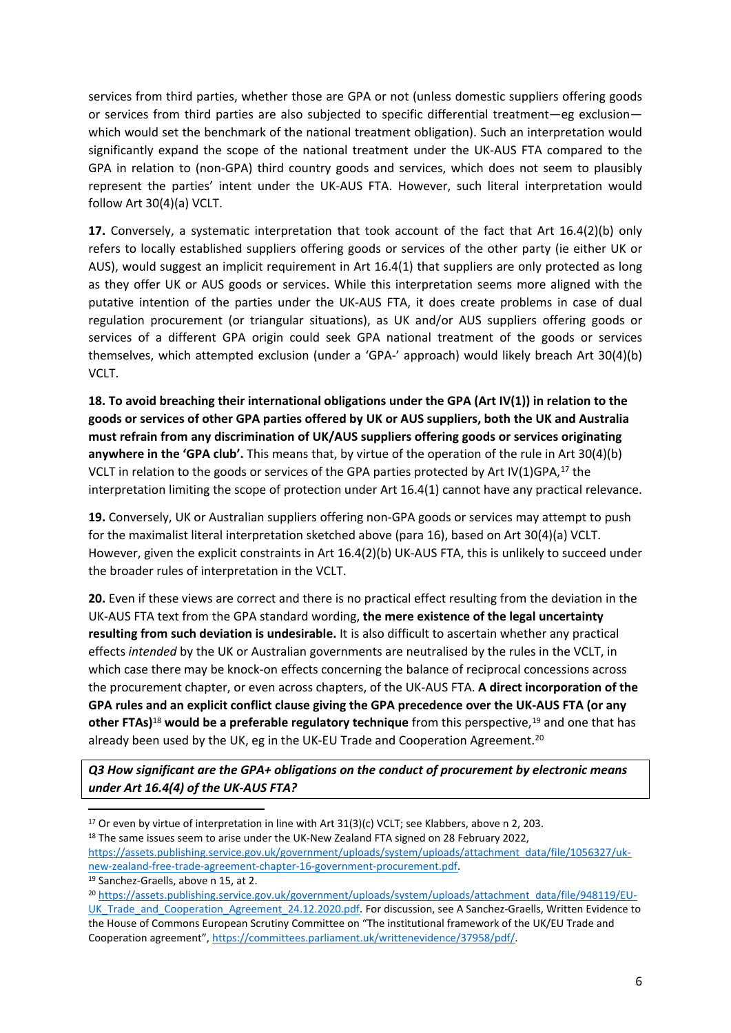services from third parties, whether those are GPA or not (unless domestic suppliers offering goods or services from third parties are also subjected to specific differential treatment—eg exclusion—which would set the benchmark of the national treatment obligation). Such an interpretation would significantly expand the scope of the national treatment under the UK-AUS FTA compared to the GPA in relation to (non-GPA) third country goods and services, which does not seem to plausibly represent the parties' intent under the UK-AUS FTA. However, such literal interpretation would follow Art 30(4)(a) VCLT.

**17.** Conversely, a systematic interpretation that took account of the fact that Art 16.4(2)(b) only refers to locally established suppliers offering goods or services of the other party (ie either UK or AUS), would suggest an implicit requirement in Art 16.4(1) that suppliers are only protected as long as they offer UK or AUS goods or services. While this interpretation seems more aligned with the putative intention of the parties under the UK-AUS FTA, it does create problems in case of dual regulation procurement (or triangular situations), as UK and/or AUS suppliers offering goods or services of a different GPA origin could seek GPA national treatment of the goods or services themselves, which attempted exclusion (under a 'GPA-' approach) would likely breach Art 30(4)(b) VCLT.

**18. To avoid breaching their international obligations under the GPA (Art IV(1)) in relation to the goods or services of other GPA parties offered by UK or AUS suppliers, both the UK and Australia must refrain from any discrimination of UK/AUS suppliers offering goods or services originating anywhere in the 'GPA club'.** This means that, by virtue of the operation of the rule in Art 30(4)(b) VCLT in relation to the goods or services of the GPA parties protected by Art IV(1)GPA,[17] the interpretation limiting the scope of protection under Art 16.4(1) cannot have any practical relevance.

**19.** Conversely, UK or Australian suppliers offering non-GPA goods or services may attempt to push for the maximalist literal interpretation sketched above (para 16), based on Art 30(4)(a) VCLT. However, given the explicit constraints in Art 16.4(2)(b) UK-AUS FTA, this is unlikely to succeed under the broader rules of interpretation in the VCLT.

**20.** Even if these views are correct and there is no practical effect resulting from the deviation in the UK-AUS FTA text from the GPA standard wording, **the mere existence of the legal uncertainty resulting from such deviation is undesirable.** It is also difficult to ascertain whether any practical effects *intended* by the UK or Australian governments are neutralised by the rules in the VCLT, in which case there may be knock-on effects concerning the balance of reciprocal concessions across the procurement chapter, or even across chapters, of the UK-AUS FTA. **A direct incorporation of the GPA rules and an explicit conflict clause giving the GPA precedence over the UK-AUS FTA (or any other FTAs)**[18] **would be a preferable regulatory technique** from this perspective,[19] and one that has already been used by the UK, eg in the UK-EU Trade and Cooperation Agreement.[20]

***Q3 How significant are the GPA+ obligations on the conduct of procurement by electronic means under Art 16.4(4) of the UK-AUS FTA?***

---

[17] Or even by virtue of interpretation in line with Art 31(3)(c) VCLT; see Klabbers, above n 2, 203.

[18] The same issues seem to arise under the UK-New Zealand FTA signed on 28 February 2022, https://assets.publishing.service.gov.uk/government/uploads/system/uploads/attachment_data/file/1056327/uk-new-zealand-free-trade-agreement-chapter-16-government-procurement.pdf.

[19] Sanchez-Graells, above n 15, at 2.

[20] https://assets.publishing.service.gov.uk/government/uploads/system/uploads/attachment_data/file/948119/EU-UK_Trade_and_Cooperation_Agreement_24.12.2020.pdf. For discussion, see A Sanchez-Graells, Written Evidence to the House of Commons European Scrutiny Committee on "The institutional framework of the UK/EU Trade and Cooperation agreement", https://committees.parliament.uk/writtenevidence/37958/pdf/.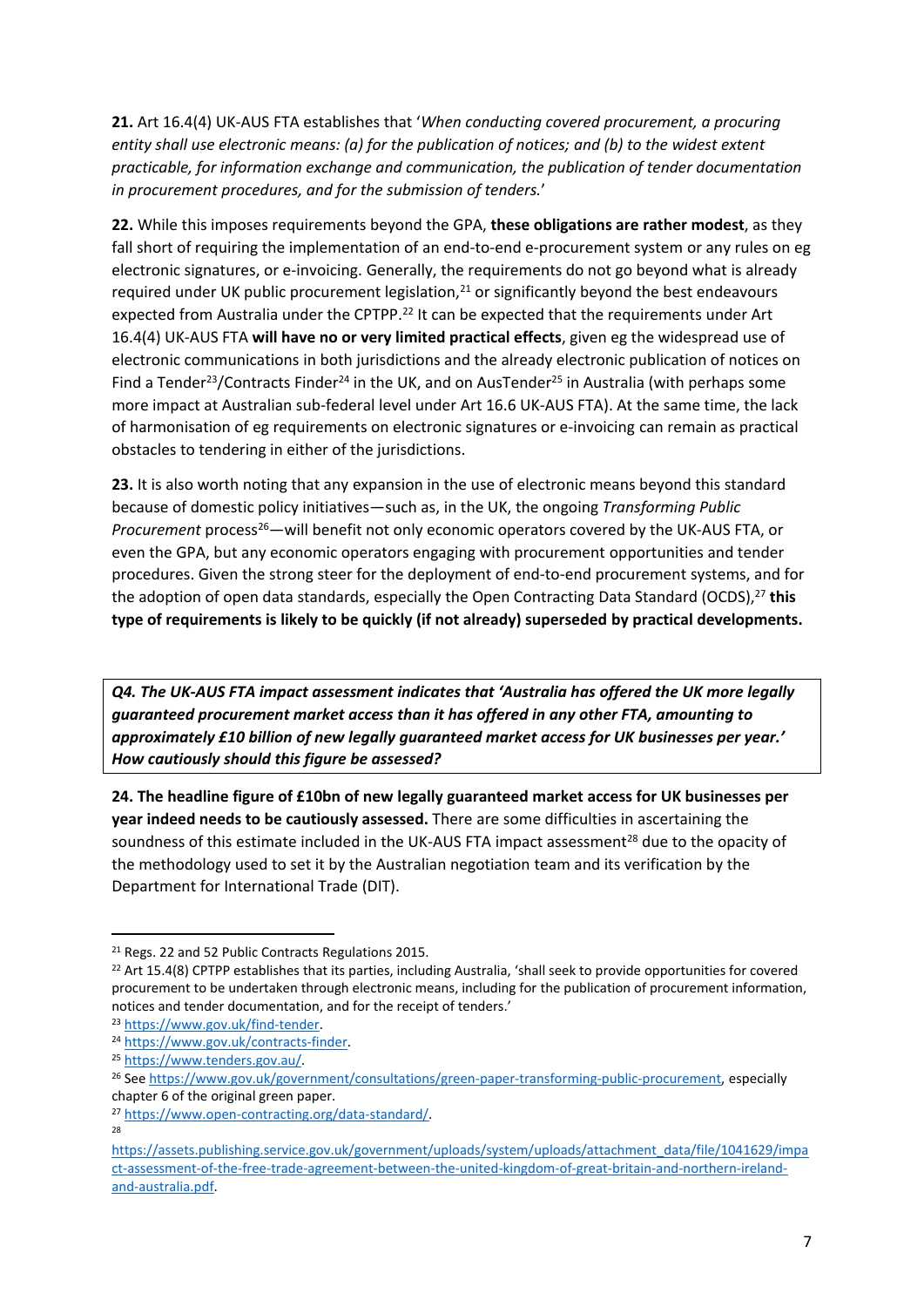**21.** Art 16.4(4) UK-AUS FTA establishes that '*When conducting covered procurement, a procuring entity shall use electronic means: (a) for the publication of notices; and (b) to the widest extent practicable, for information exchange and communication, the publication of tender documentation in procurement procedures, and for the submission of tenders.*'

**22.** While this imposes requirements beyond the GPA, **these obligations are rather modest**, as they fall short of requiring the implementation of an end-to-end e-procurement system or any rules on eg electronic signatures, or e-invoicing. Generally, the requirements do not go beyond what is already required under UK public procurement legislation,[21] or significantly beyond the best endeavours expected from Australia under the CPTPP.[22] It can be expected that the requirements under Art 16.4(4) UK-AUS FTA **will have no or very limited practical effects**, given eg the widespread use of electronic communications in both jurisdictions and the already electronic publication of notices on Find a Tender[23]/Contracts Finder[24] in the UK, and on AusTender[25] in Australia (with perhaps some more impact at Australian sub-federal level under Art 16.6 UK-AUS FTA). At the same time, the lack of harmonisation of eg requirements on electronic signatures or e-invoicing can remain as practical obstacles to tendering in either of the jurisdictions.

**23.** It is also worth noting that any expansion in the use of electronic means beyond this standard because of domestic policy initiatives—such as, in the UK, the ongoing *Transforming Public Procurement* process[26]—will benefit not only economic operators covered by the UK-AUS FTA, or even the GPA, but any economic operators engaging with procurement opportunities and tender procedures. Given the strong steer for the deployment of end-to-end procurement systems, and for the adoption of open data standards, especially the Open Contracting Data Standard (OCDS),[27] **this type of requirements is likely to be quickly (if not already) superseded by practical developments.**

***Q4. The UK-AUS FTA impact assessment indicates that 'Australia has offered the UK more legally guaranteed procurement market access than it has offered in any other FTA, amounting to approximately £10 billion of new legally guaranteed market access for UK businesses per year.' How cautiously should this figure be assessed?***

**24. The headline figure of £10bn of new legally guaranteed market access for UK businesses per year indeed needs to be cautiously assessed.** There are some difficulties in ascertaining the soundness of this estimate included in the UK-AUS FTA impact assessment[28] due to the opacity of the methodology used to set it by the Australian negotiation team and its verification by the Department for International Trade (DIT).

---

[21] Regs. 22 and 52 Public Contracts Regulations 2015.

[22] Art 15.4(8) CPTPP establishes that its parties, including Australia, 'shall seek to provide opportunities for covered procurement to be undertaken through electronic means, including for the publication of procurement information, notices and tender documentation, and for the receipt of tenders.'

[23] https://www.gov.uk/find-tender.

[24] https://www.gov.uk/contracts-finder.

[25] https://www.tenders.gov.au/.

[26] See https://www.gov.uk/government/consultations/green-paper-transforming-public-procurement, especially chapter 6 of the original green paper.

[27] https://www.open-contracting.org/data-standard/.

[28] https://assets.publishing.service.gov.uk/government/uploads/system/uploads/attachment_data/file/1041629/impact-assessment-of-the-free-trade-agreement-between-the-united-kingdom-of-great-britain-and-northern-ireland-and-australia.pdf.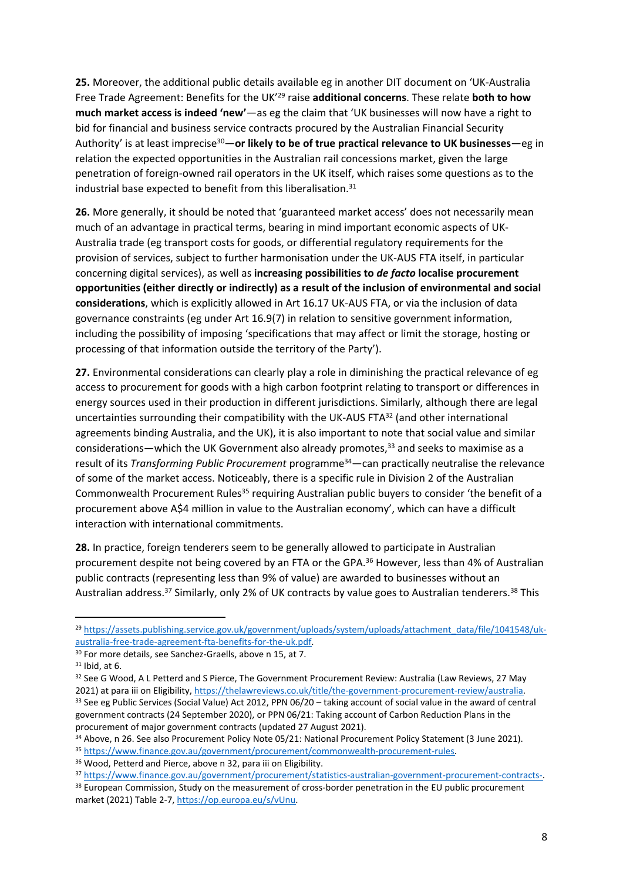**25.** Moreover, the additional public details available eg in another DIT document on 'UK-Australia Free Trade Agreement: Benefits for the UK'[29] raise **additional concerns**. These relate **both to how much market access is indeed 'new'**—as eg the claim that 'UK businesses will now have a right to bid for financial and business service contracts procured by the Australian Financial Security Authority' is at least imprecise[30]—**or likely to be of true practical relevance to UK businesses**—eg in relation the expected opportunities in the Australian rail concessions market, given the large penetration of foreign-owned rail operators in the UK itself, which raises some questions as to the industrial base expected to benefit from this liberalisation.[31]

**26.** More generally, it should be noted that 'guaranteed market access' does not necessarily mean much of an advantage in practical terms, bearing in mind important economic aspects of UK-Australia trade (eg transport costs for goods, or differential regulatory requirements for the provision of services, subject to further harmonisation under the UK-AUS FTA itself, in particular concerning digital services), as well as **increasing possibilities to *de facto* localise procurement opportunities (either directly or indirectly) as a result of the inclusion of environmental and social considerations**, which is explicitly allowed in Art 16.17 UK-AUS FTA, or via the inclusion of data governance constraints (eg under Art 16.9(7) in relation to sensitive government information, including the possibility of imposing 'specifications that may affect or limit the storage, hosting or processing of that information outside the territory of the Party').

**27.** Environmental considerations can clearly play a role in diminishing the practical relevance of eg access to procurement for goods with a high carbon footprint relating to transport or differences in energy sources used in their production in different jurisdictions. Similarly, although there are legal uncertainties surrounding their compatibility with the UK-AUS FTA[32] (and other international agreements binding Australia, and the UK), it is also important to note that social value and similar considerations—which the UK Government also already promotes,[33] and seeks to maximise as a result of its *Transforming Public Procurement* programme[34]—can practically neutralise the relevance of some of the market access. Noticeably, there is a specific rule in Division 2 of the Australian Commonwealth Procurement Rules[35] requiring Australian public buyers to consider 'the benefit of a procurement above A$4 million in value to the Australian economy', which can have a difficult interaction with international commitments.

**28.** In practice, foreign tenderers seem to be generally allowed to participate in Australian procurement despite not being covered by an FTA or the GPA.[36] However, less than 4% of Australian public contracts (representing less than 9% of value) are awarded to businesses without an Australian address.[37] Similarly, only 2% of UK contracts by value goes to Australian tenderers.[38] This

---

[29] https://assets.publishing.service.gov.uk/government/uploads/system/uploads/attachment_data/file/1041548/uk-australia-free-trade-agreement-fta-benefits-for-the-uk.pdf.

[30] For more details, see Sanchez-Graells, above n 15, at 7.

[31] Ibid, at 6.

[32] See G Wood, A L Petterd and S Pierce, The Government Procurement Review: Australia (Law Reviews, 27 May 2021) at para iii on Eligibility, https://thelawreviews.co.uk/title/the-government-procurement-review/australia.

[33] See eg Public Services (Social Value) Act 2012, PPN 06/20 – taking account of social value in the award of central government contracts (24 September 2020), or PPN 06/21: Taking account of Carbon Reduction Plans in the procurement of major government contracts (updated 27 August 2021).

[34] Above, n 26. See also Procurement Policy Note 05/21: National Procurement Policy Statement (3 June 2021).

[35] https://www.finance.gov.au/government/procurement/commonwealth-procurement-rules.

[36] Wood, Petterd and Pierce, above n 32, para iii on Eligibility.

[37] https://www.finance.gov.au/government/procurement/statistics-australian-government-procurement-contracts-.

[38] European Commission, Study on the measurement of cross-border penetration in the EU public procurement market (2021) Table 2-7, https://op.europa.eu/s/vUnu.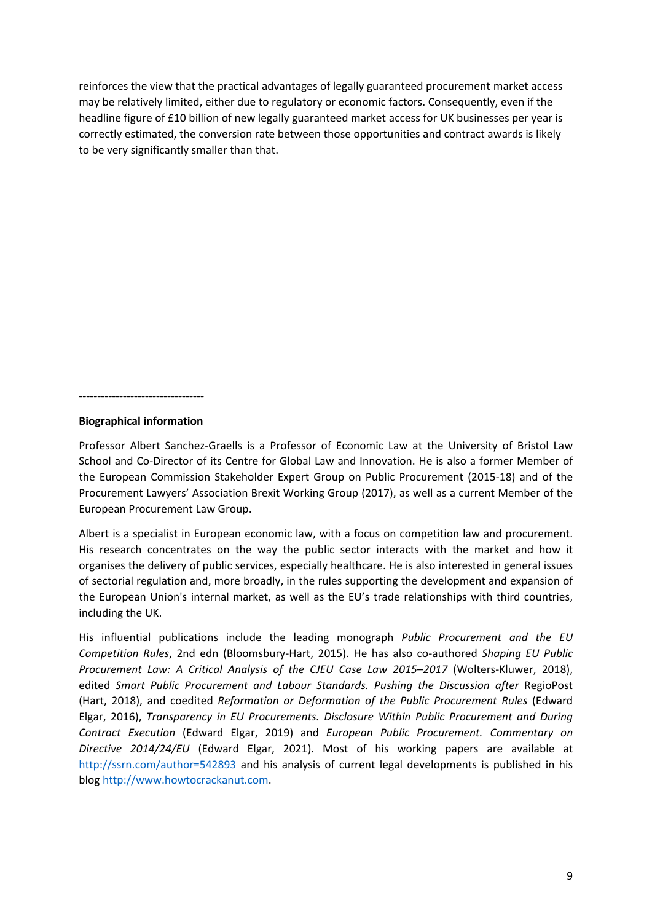reinforces the view that the practical advantages of legally guaranteed procurement market access may be relatively limited, either due to regulatory or economic factors. Consequently, even if the headline figure of £10 billion of new legally guaranteed market access for UK businesses per year is correctly estimated, the conversion rate between those opportunities and contract awards is likely to be very significantly smaller than that.

----------------------------------

**Biographical information**

Professor Albert Sanchez-Graells is a Professor of Economic Law at the University of Bristol Law School and Co-Director of its Centre for Global Law and Innovation. He is also a former Member of the European Commission Stakeholder Expert Group on Public Procurement (2015-18) and of the Procurement Lawyers' Association Brexit Working Group (2017), as well as a current Member of the European Procurement Law Group.

Albert is a specialist in European economic law, with a focus on competition law and procurement. His research concentrates on the way the public sector interacts with the market and how it organises the delivery of public services, especially healthcare. He is also interested in general issues of sectorial regulation and, more broadly, in the rules supporting the development and expansion of the European Union's internal market, as well as the EU's trade relationships with third countries, including the UK.

His influential publications include the leading monograph *Public Procurement and the EU Competition Rules*, 2nd edn (Bloomsbury-Hart, 2015). He has also co-authored *Shaping EU Public Procurement Law: A Critical Analysis of the CJEU Case Law 2015–2017* (Wolters-Kluwer, 2018), edited *Smart Public Procurement and Labour Standards. Pushing the Discussion after* RegioPost (Hart, 2018), and coedited *Reformation or Deformation of the Public Procurement Rules* (Edward Elgar, 2016), *Transparency in EU Procurements. Disclosure Within Public Procurement and During Contract Execution* (Edward Elgar, 2019) and *European Public Procurement. Commentary on Directive 2014/24/EU* (Edward Elgar, 2021). Most of his working papers are available at http://ssrn.com/author=542893 and his analysis of current legal developments is published in his blog http://www.howtocrackanut.com.